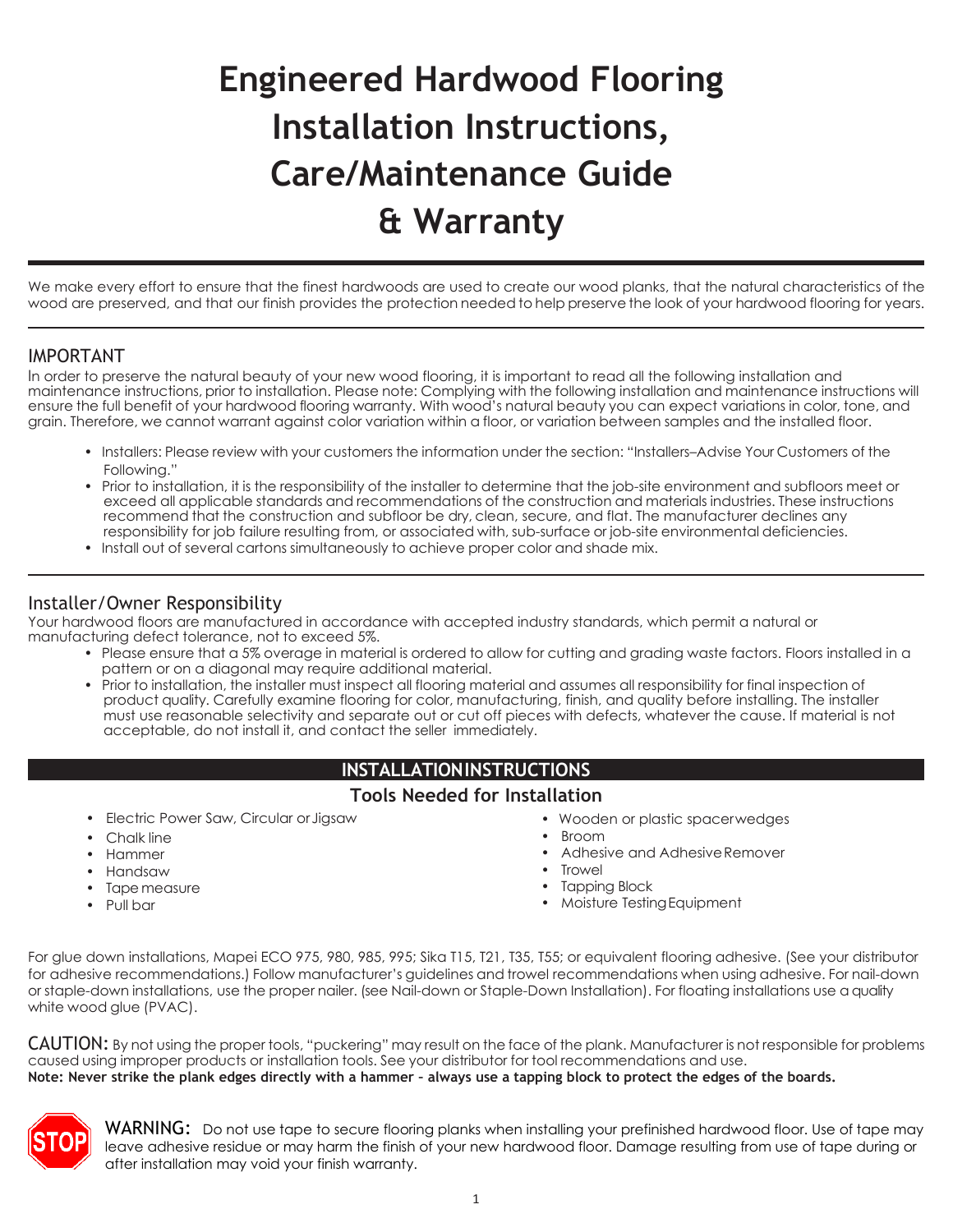# Engineered Hardwood Flooring Installation Instructions, Care/Maintenance Guide & Warranty

We make every effort to ensure that the finest hardwoods are used to create our wood planks, that the natural characteristics of the wood are preserved, and that our finish provides the protection needed to help preserve the look of your hardwood flooring for years.

## IMPORTANT

In order to preserve the natural beauty of your new wood flooring, it is important to read all the following installation and maintenance instructions, prior to installation. Please note: Complying with the following installation and maintenance instructions will ensure the full benefit of your hardwood flooring warranty. With wood's natural beauty you can expect variations in color, tone, and grain. Therefore, we cannot warrant against color variation within a floor, or variation between samples and the installed floor.

- Installers: Please review with your customers the information under the section: "Installers–Advise Your Customers of the Following."
- Prior to installation, it is the responsibility of the installer to determine that the job-site environment and subfloors meet or exceed all applicable standards and recommendations of the construction and materials industries. These instructions recommend that the construction and subfloor be dry, clean, secure, and flat. The manufacturer declines any responsibility for job failure resulting from, or associated with, sub-surface or job-site environmental deficiencies.
- Install out of several cartons simultaneously to achieve proper color and shade mix.

## Installer/Owner Responsibility

Your hardwood floors are manufactured in accordance with accepted industry standards, which permit a natural or manufacturing defect tolerance, not to exceed 5%.

- Please ensure that a 5% overage in material is ordered to allow for cutting and grading waste factors. Floors installed in a pattern or on a diagonal may require additional material.
- Prior to installation, the installer must inspect all flooring material and assumes all responsibility for final inspection of product quality. Carefully examine flooring for color, manufacturing, finish, and quality before installing. The installer must use reasonable selectivity and separate out or cut off pieces with defects, whatever the cause. If material is not acceptable, do not install it, and contact the seller immediately.

## INSTALLATION INSTRUCTIONS

### Tools Needed for Installation

- Electric Power Saw, Circular or Jigsaw
- Chalk line
- Hammer
- Handsaw
- Tape measure
- Pull bar
- Wooden or plastic spacer wedges
- Broom
- Adhesive and Adhesive Remover
- Trowel
- Tapping Block
- Moisture Testing Equipment

For glue down installations, Mapei ECO 975, 980, 985, 995; Sika T15, T21, T35, T55; or equivalent flooring adhesive. (See your distributor for adhesive recommendations.) Follow manufacturer's guidelines and trowel recommendations when using adhesive. For nail-down or staple-down installations, use the proper nailer. (see Nail-down or Staple-Down Installation). For floating installations use a quality white wood glue (PVAC).

CAUTION: By not using the proper tools, "puckering" may result on the face of the plank. Manufacturer is not responsible for problems caused using improper products or installation tools. See your distributor for tool recommendations and use.
**Note: Never strike the plank edges directly with a hammer – always use a tapping block to protect the edges of the boards.**

STOP

WARNING: Do not use tape to secure flooring planks when installing your prefinished hardwood floor. Use of tape may leave adhesive residue or may harm the finish of your new hardwood floor. Damage resulting from use of tape during or after installation may void your finish warranty.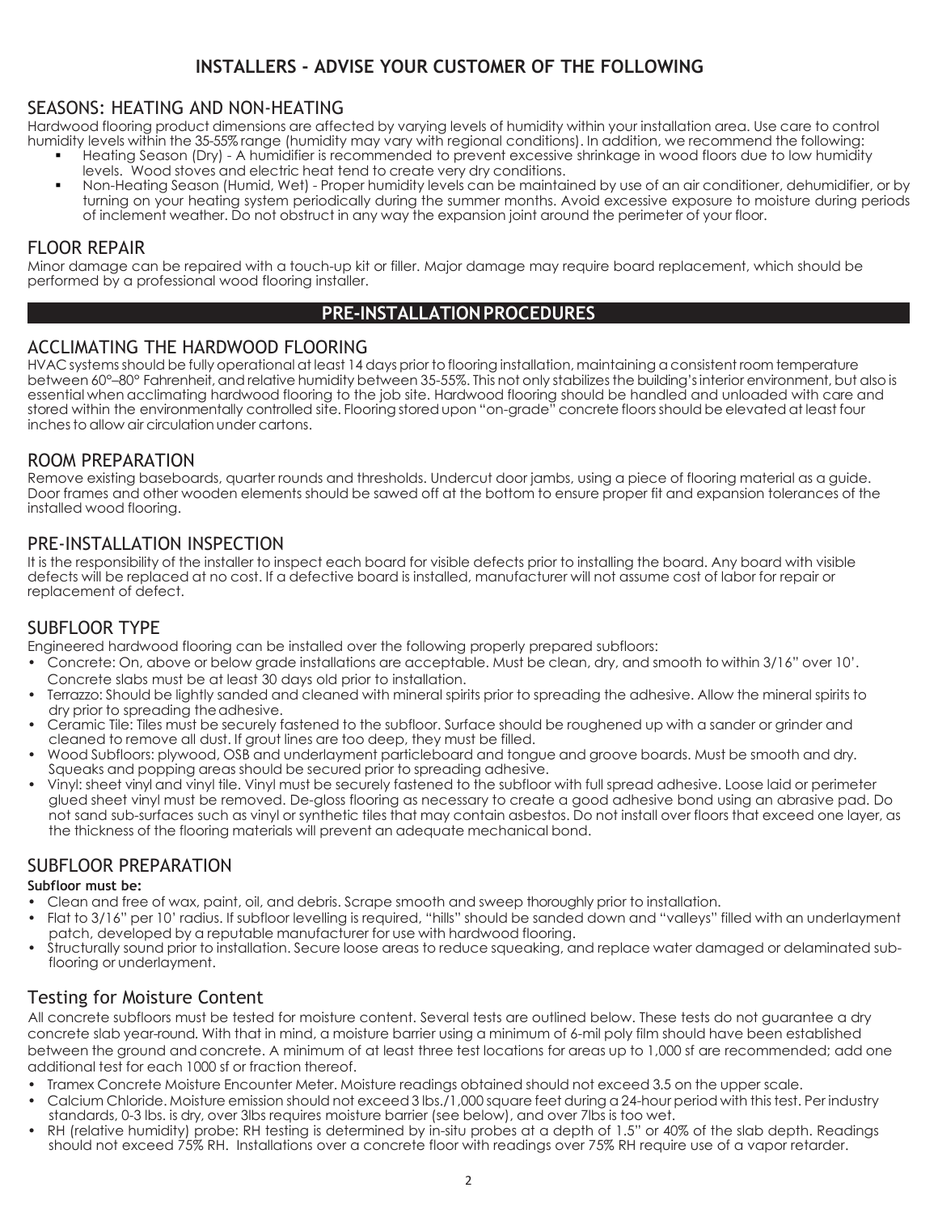## INSTALLERS - ADVISE YOUR CUSTOMER OF THE FOLLOWING

### SEASONS: HEATING AND NON-HEATING

Hardwood flooring product dimensions are affected by varying levels of humidity within your installation area. Use care to control humidity levels within the 35-55% range (humidity may vary with regional conditions). In addition, we recommend the following:

- Heating Season (Dry) - A humidifier is recommended to prevent excessive shrinkage in wood floors due to low humidity levels. Wood stoves and electric heat tend to create very dry conditions.
- Non-Heating Season (Humid, Wet) - Proper humidity levels can be maintained by use of an air conditioner, dehumidifier, or by turning on your heating system periodically during the summer months. Avoid excessive exposure to moisture during periods of inclement weather. Do not obstruct in any way the expansion joint around the perimeter of your floor.

### FLOOR REPAIR

Minor damage can be repaired with a touch-up kit or filler. Major damage may require board replacement, which should be performed by a professional wood flooring installer.

## PRE-INSTALLATION PROCEDURES

### ACCLIMATING THE HARDWOOD FLOORING

HVAC systems should be fully operational at least 14 days prior to flooring installation, maintaining a consistent room temperature between 60°–80° Fahrenheit, and relative humidity between 35-55%. This not only stabilizes the building's interior environment, but also is essential when acclimating hardwood flooring to the job site. Hardwood flooring should be handled and unloaded with care and stored within the environmentally controlled site. Flooring stored upon "on-grade" concrete floors should be elevated at least four inches to allow air circulation under cartons.

### ROOM PREPARATION

Remove existing baseboards, quarter rounds and thresholds. Undercut door jambs, using a piece of flooring material as a guide. Door frames and other wooden elements should be sawed off at the bottom to ensure proper fit and expansion tolerances of the installed wood flooring.

### PRE-INSTALLATION INSPECTION

It is the responsibility of the installer to inspect each board for visible defects prior to installing the board. Any board with visible defects will be replaced at no cost. If a defective board is installed, manufacturer will not assume cost of labor for repair or replacement of defect.

### SUBFLOOR TYPE

Engineered hardwood flooring can be installed over the following properly prepared subfloors:

- Concrete: On, above or below grade installations are acceptable. Must be clean, dry, and smooth to within 3/16" over 10'. Concrete slabs must be at least 30 days old prior to installation.
- Terrazzo: Should be lightly sanded and cleaned with mineral spirits prior to spreading the adhesive. Allow the mineral spirits to dry prior to spreading the adhesive.
- Ceramic Tile: Tiles must be securely fastened to the subfloor. Surface should be roughened up with a sander or grinder and cleaned to remove all dust. If grout lines are too deep, they must be filled.
- Wood Subfloors: plywood, OSB and underlayment particleboard and tongue and groove boards. Must be smooth and dry. Squeaks and popping areas should be secured prior to spreading adhesive.
- Vinyl: sheet vinyl and vinyl tile. Vinyl must be securely fastened to the subfloor with full spread adhesive. Loose laid or perimeter glued sheet vinyl must be removed. De-gloss flooring as necessary to create a good adhesive bond using an abrasive pad. Do not sand sub-surfaces such as vinyl or synthetic tiles that may contain asbestos. Do not install over floors that exceed one layer, as the thickness of the flooring materials will prevent an adequate mechanical bond.

### SUBFLOOR PREPARATION

**Subfloor must be:**

- Clean and free of wax, paint, oil, and debris. Scrape smooth and sweep thoroughly prior to installation.
- Flat to 3/16" per 10' radius. If subfloor levelling is required, "hills" should be sanded down and "valleys" filled with an underlayment patch, developed by a reputable manufacturer for use with hardwood flooring.
- Structurally sound prior to installation. Secure loose areas to reduce squeaking, and replace water damaged or delaminated sub-flooring or underlayment.

### Testing for Moisture Content

All concrete subfloors must be tested for moisture content. Several tests are outlined below. These tests do not guarantee a dry concrete slab year-round. With that in mind, a moisture barrier using a minimum of 6-mil poly film should have been established between the ground and concrete. A minimum of at least three test locations for areas up to 1,000 sf are recommended; add one additional test for each 1000 sf or fraction thereof.

- Tramex Concrete Moisture Encounter Meter. Moisture readings obtained should not exceed 3.5 on the upper scale.
- Calcium Chloride. Moisture emission should not exceed 3 lbs./1,000 square feet during a 24-hour period with this test. Per industry standards, 0-3 lbs. is dry, over 3lbs requires moisture barrier (see below), and over 7lbs is too wet.
- RH (relative humidity) probe: RH testing is determined by in-situ probes at a depth of 1.5" or 40% of the slab depth. Readings should not exceed 75% RH. Installations over a concrete floor with readings over 75% RH require use of a vapor retarder.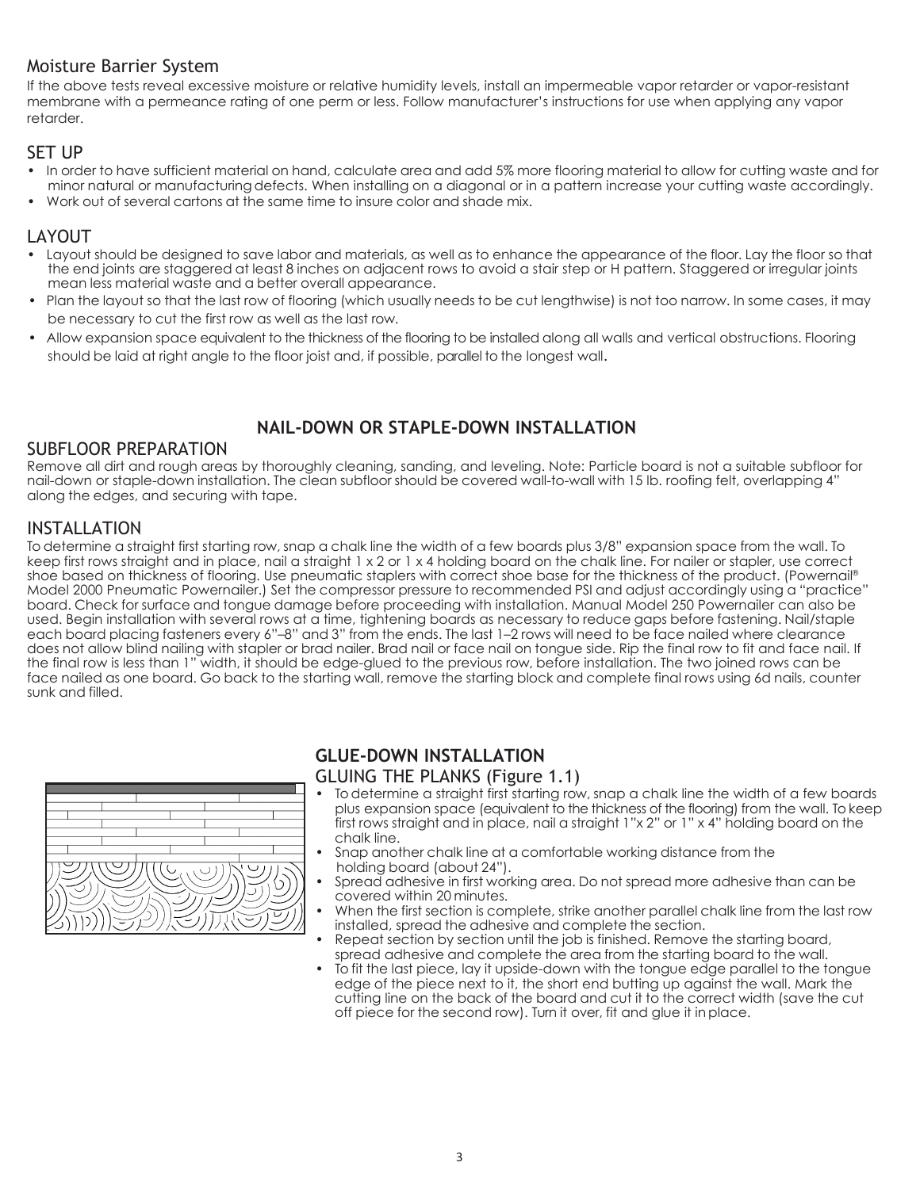## Moisture Barrier System

If the above tests reveal excessive moisture or relative humidity levels, install an impermeable vapor retarder or vapor-resistant membrane with a permeance rating of one perm or less. Follow manufacturer's instructions for use when applying any vapor retarder.

## SET UP

- In order to have sufficient material on hand, calculate area and add 5% more flooring material to allow for cutting waste and for minor natural or manufacturing defects. When installing on a diagonal or in a pattern increase your cutting waste accordingly.
- Work out of several cartons at the same time to insure color and shade mix.

## LAYOUT

- Layout should be designed to save labor and materials, as well as to enhance the appearance of the floor. Lay the floor so that the end joints are staggered at least 8 inches on adjacent rows to avoid a stair step or H pattern. Staggered or irregular joints mean less material waste and a better overall appearance.
- Plan the layout so that the last row of flooring (which usually needs to be cut lengthwise) is not too narrow. In some cases, it may be necessary to cut the first row as well as the last row.
- Allow expansion space equivalent to the thickness of the flooring to be installed along all walls and vertical obstructions. Flooring should be laid at right angle to the floor joist and, if possible, parallel to the longest wall.

# NAIL-DOWN OR STAPLE-DOWN INSTALLATION

## SUBFLOOR PREPARATION

Remove all dirt and rough areas by thoroughly cleaning, sanding, and leveling. Note: Particle board is not a suitable subfloor for nail-down or staple-down installation. The clean subfloor should be covered wall-to-wall with 15 lb. roofing felt, overlapping 4" along the edges, and securing with tape.

## INSTALLATION

To determine a straight first starting row, snap a chalk line the width of a few boards plus 3/8" expansion space from the wall. To keep first rows straight and in place, nail a straight 1 x 2 or 1 x 4 holding board on the chalk line. For nailer or stapler, use correct shoe based on thickness of flooring. Use pneumatic staplers with correct shoe base for the thickness of the product. (Powernail® Model 2000 Pneumatic Powernailer.) Set the compressor pressure to recommended PSI and adjust accordingly using a "practice" board. Check for surface and tongue damage before proceeding with installation. Manual Model 250 Powernailer can also be used. Begin installation with several rows at a time, tightening boards as necessary to reduce gaps before fastening. Nail/staple each board placing fasteners every 6"–8" and 3" from the ends. The last 1–2 rows will need to be face nailed where clearance does not allow blind nailing with stapler or brad nailer. Brad nail or face nail on tongue side. Rip the final row to fit and face nail. If the final row is less than 1" width, it should be edge-glued to the previous row, before installation. The two joined rows can be face nailed as one board. Go back to the starting wall, remove the starting block and complete final rows using 6d nails, counter sunk and filled.

# GLUE-DOWN INSTALLATION

## GLUING THE PLANKS (Figure 1.1)

- To determine a straight first starting row, snap a chalk line the width of a few boards plus expansion space (equivalent to the thickness of the flooring) from the wall. To keep first rows straight and in place, nail a straight 1"x 2" or 1" x 4" holding board on the chalk line.
- Snap another chalk line at a comfortable working distance from the holding board (about 24").
- Spread adhesive in first working area. Do not spread more adhesive than can be covered within 20 minutes.
- When the first section is complete, strike another parallel chalk line from the last row installed, spread the adhesive and complete the section.
- Repeat section by section until the job is finished. Remove the starting board, spread adhesive and complete the area from the starting board to the wall.
- To fit the last piece, lay it upside-down with the tongue edge parallel to the tongue edge of the piece next to it, the short end butting up against the wall. Mark the cutting line on the back of the board and cut it to the correct width (save the cut off piece for the second row). Turn it over, fit and glue it in place.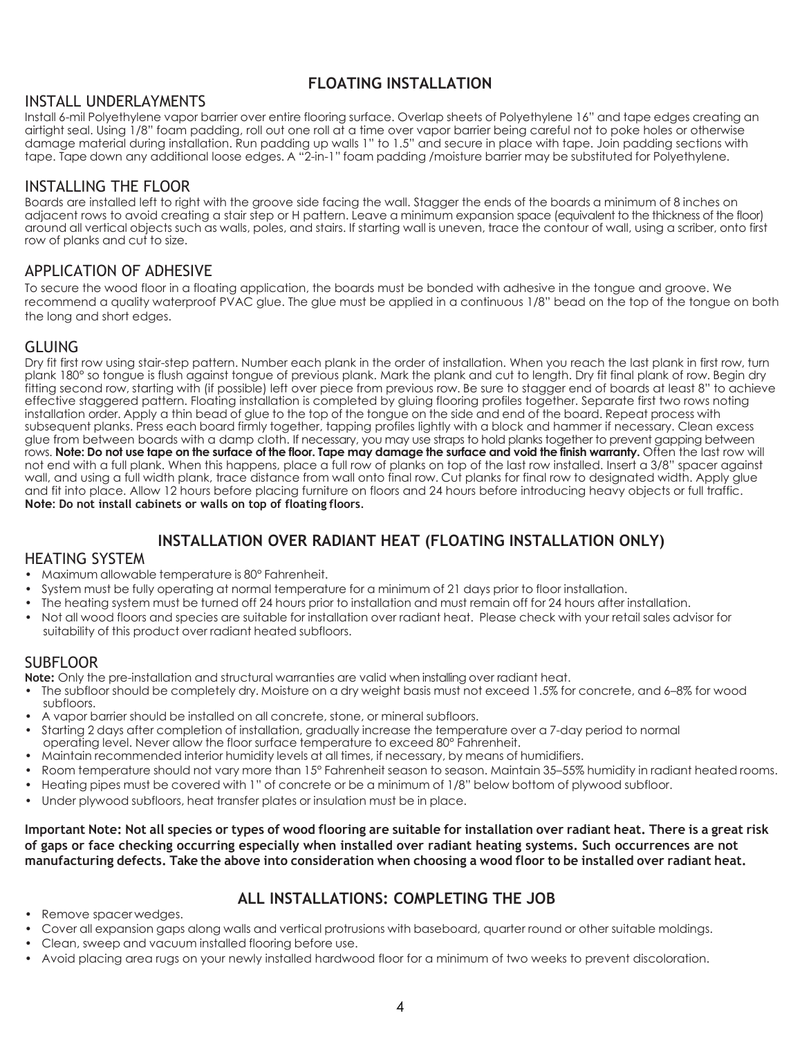## FLOATING INSTALLATION

### INSTALL UNDERLAYMENTS

Install 6-mil Polyethylene vapor barrier over entire flooring surface. Overlap sheets of Polyethylene 16" and tape edges creating an airtight seal. Using 1/8" foam padding, roll out one roll at a time over vapor barrier being careful not to poke holes or otherwise damage material during installation. Run padding up walls 1" to 1.5" and secure in place with tape. Join padding sections with tape. Tape down any additional loose edges. A "2-in-1" foam padding /moisture barrier may be substituted for Polyethylene.

### INSTALLING THE FLOOR

Boards are installed left to right with the groove side facing the wall. Stagger the ends of the boards a minimum of 8 inches on adjacent rows to avoid creating a stair step or H pattern. Leave a minimum expansion space (equivalent to the thickness of the floor) around all vertical objects such as walls, poles, and stairs. If starting wall is uneven, trace the contour of wall, using a scriber, onto first row of planks and cut to size.

### APPLICATION OF ADHESIVE

To secure the wood floor in a floating application, the boards must be bonded with adhesive in the tongue and groove. We recommend a quality waterproof PVAC glue. The glue must be applied in a continuous 1/8" bead on the top of the tongue on both the long and short edges.

### GLUING

Dry fit first row using stair-step pattern. Number each plank in the order of installation. When you reach the last plank in first row, turn plank 180° so tongue is flush against tongue of previous plank. Mark the plank and cut to length. Dry fit final plank of row. Begin dry fitting second row, starting with (if possible) left over piece from previous row. Be sure to stagger end of boards at least 8" to achieve effective staggered pattern. Floating installation is completed by gluing flooring profiles together. Separate first two rows noting installation order. Apply a thin bead of glue to the top of the tongue on the side and end of the board. Repeat process with subsequent planks. Press each board firmly together, tapping profiles lightly with a block and hammer if necessary. Clean excess glue from between boards with a damp cloth. If necessary, you may use straps to hold planks together to prevent gapping between rows. **Note: Do not use tape on the surface of the floor. Tape may damage the surface and void the finish warranty.** Often the last row will not end with a full plank. When this happens, place a full row of planks on top of the last row installed. Insert a 3/8" spacer against wall, and using a full width plank, trace distance from wall onto final row. Cut planks for final row to designated width. Apply glue and fit into place. Allow 12 hours before placing furniture on floors and 24 hours before introducing heavy objects or full traffic.
**Note: Do not install cabinets or walls on top of floating floors.**

## INSTALLATION OVER RADIANT HEAT (FLOATING INSTALLATION ONLY)

### HEATING SYSTEM

- Maximum allowable temperature is 80° Fahrenheit.
- System must be fully operating at normal temperature for a minimum of 21 days prior to floor installation.
- The heating system must be turned off 24 hours prior to installation and must remain off for 24 hours after installation.
- Not all wood floors and species are suitable for installation over radiant heat. Please check with your retail sales advisor for suitability of this product over radiant heated subfloors.

### SUBFLOOR

**Note:** Only the pre-installation and structural warranties are valid when installing over radiant heat.

- The subfloor should be completely dry. Moisture on a dry weight basis must not exceed 1.5% for concrete, and 6–8% for wood subfloors.
- A vapor barrier should be installed on all concrete, stone, or mineral subfloors.
- Starting 2 days after completion of installation, gradually increase the temperature over a 7-day period to normal operating level. Never allow the floor surface temperature to exceed 80° Fahrenheit.
- Maintain recommended interior humidity levels at all times, if necessary, by means of humidifiers.
- Room temperature should not vary more than 15° Fahrenheit season to season. Maintain 35–55% humidity in radiant heated rooms.
- Heating pipes must be covered with 1" of concrete or be a minimum of 1/8" below bottom of plywood subfloor.
- Under plywood subfloors, heat transfer plates or insulation must be in place.

**Important Note: Not all species or types of wood flooring are suitable for installation over radiant heat. There is a great risk of gaps or face checking occurring especially when installed over radiant heating systems. Such occurrences are not manufacturing defects. Take the above into consideration when choosing a wood floor to be installed over radiant heat.**

## ALL INSTALLATIONS: COMPLETING THE JOB

- Remove spacer wedges.
- Cover all expansion gaps along walls and vertical protrusions with baseboard, quarter round or other suitable moldings.
- Clean, sweep and vacuum installed flooring before use.
- Avoid placing area rugs on your newly installed hardwood floor for a minimum of two weeks to prevent discoloration.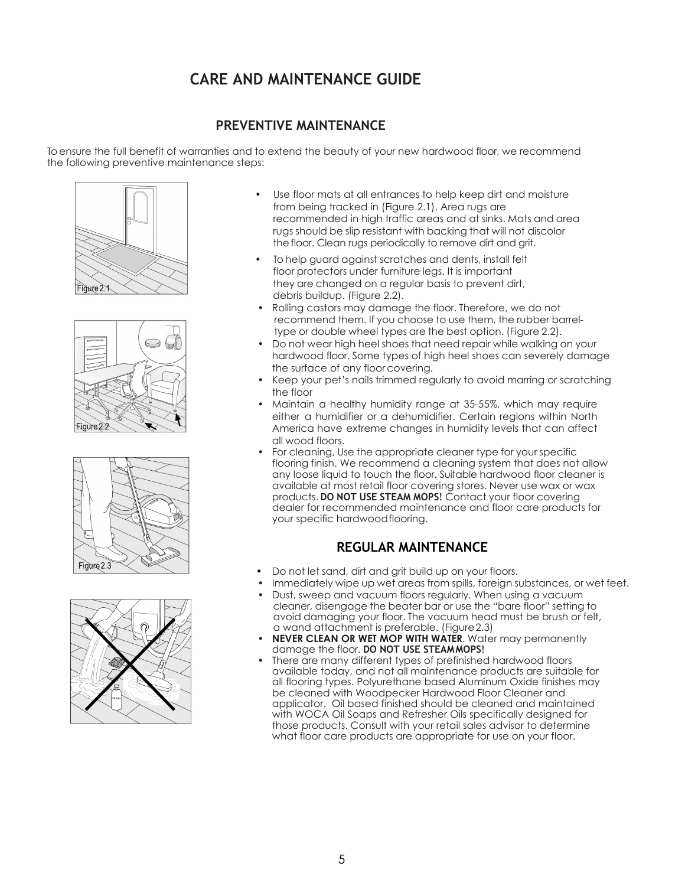# CARE AND MAINTENANCE GUIDE

## PREVENTIVE MAINTENANCE

To ensure the full benefit of warranties and to extend the beauty of your new hardwood floor, we recommend the following preventive maintenance steps:

Figure 2.1

Figure 2.2

Figure 2.3

- Use floor mats at all entrances to help keep dirt and moisture from being tracked in (Figure 2.1). Area rugs are recommended in high traffic areas and at sinks. Mats and area rugs should be slip resistant with backing that will not discolor the floor. Clean rugs periodically to remove dirt and grit.
- To help guard against scratches and dents, install felt floor protectors under furniture legs. It is important they are changed on a regular basis to prevent dirt, debris buildup. (Figure 2.2).
- Rolling castors may damage the floor. Therefore, we do not recommend them. If you choose to use them, the rubber barrel-type or double wheel types are the best option. (Figure 2.2).
- Do not wear high heel shoes that need repair while walking on your hardwood floor. Some types of high heel shoes can severely damage the surface of any floor covering.
- Keep your pet's nails trimmed regularly to avoid marring or scratching the floor
- Maintain a healthy humidity range at 35-55%, which may require either a humidifier or a dehumidifier. Certain regions within North America have extreme changes in humidity levels that can affect all wood floors.
- For cleaning, Use the appropriate cleaner type for your specific flooring finish. We recommend a cleaning system that does not allow any loose liquid to touch the floor. Suitable hardwood floor cleaner is available at most retail floor covering stores. Never use wax or wax products. **DO NOT USE STEAM MOPS!** Contact your floor covering dealer for recommended maintenance and floor care products for your specific hardwood flooring.

## REGULAR MAINTENANCE

- Do not let sand, dirt and grit build up on your floors.
- Immediately wipe up wet areas from spills, foreign substances, or wet feet.
- Dust, sweep and vacuum floors regularly. When using a vacuum cleaner, disengage the beater bar or use the "bare floor" setting to avoid damaging your floor. The vacuum head must be brush or felt, a wand attachment is preferable. (Figure 2.3)
- **NEVER CLEAN OR WET MOP WITH WATER**. Water may permanently damage the floor. **DO NOT USE STEAM MOPS!**
- There are many different types of prefinished hardwood floors available today, and not all maintenance products are suitable for all flooring types. Polyurethane based Aluminum Oxide finishes may be cleaned with Woodpecker Hardwood Floor Cleaner and applicator. Oil based finished should be cleaned and maintained with WOCA Oil Soaps and Refresher Oils specifically designed for those products. Consult with your retail sales advisor to determine what floor care products are appropriate for use on your floor.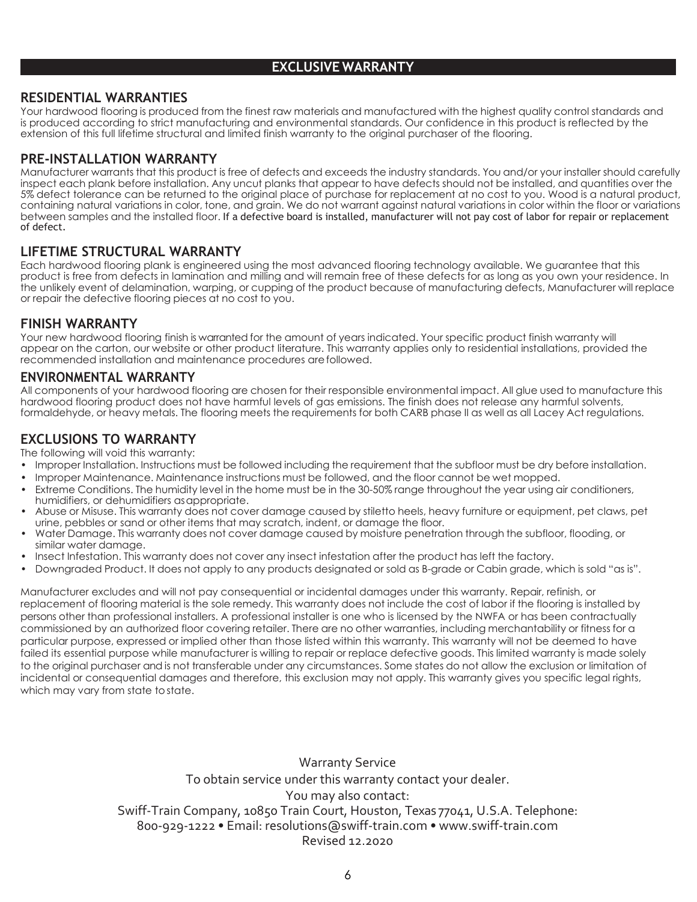# EXCLUSIVE WARRANTY

## RESIDENTIAL WARRANTIES

Your hardwood flooring is produced from the finest raw materials and manufactured with the highest quality control standards and is produced according to strict manufacturing and environmental standards. Our confidence in this product is reflected by the extension of this full lifetime structural and limited finish warranty to the original purchaser of the flooring.

## PRE-INSTALLATION WARRANTY

Manufacturer warrants that this product is free of defects and exceeds the industry standards. You and/or your installer should carefully inspect each plank before installation. Any uncut planks that appear to have defects should not be installed, and quantities over the 5% defect tolerance can be returned to the original place of purchase for replacement at no cost to you. Wood is a natural product, containing natural variations in color, tone, and grain. We do not warrant against natural variations in color within the floor or variations between samples and the installed floor. If a defective board is installed, manufacturer will not pay cost of labor for repair or replacement of defect.

## LIFETIME STRUCTURAL WARRANTY

Each hardwood flooring plank is engineered using the most advanced flooring technology available. We guarantee that this product is free from defects in lamination and milling and will remain free of these defects for as long as you own your residence. In the unlikely event of delamination, warping, or cupping of the product because of manufacturing defects, Manufacturer will replace or repair the defective flooring pieces at no cost to you.

## FINISH WARRANTY

Your new hardwood flooring finish is warranted for the amount of years indicated. Your specific product finish warranty will appear on the carton, our website or other product literature. This warranty applies only to residential installations, provided the recommended installation and maintenance procedures are followed.

## ENVIRONMENTAL WARRANTY

All components of your hardwood flooring are chosen for their responsible environmental impact. All glue used to manufacture this hardwood flooring product does not have harmful levels of gas emissions. The finish does not release any harmful solvents, formaldehyde, or heavy metals. The flooring meets the requirements for both CARB phase II as well as all Lacey Act regulations.

## EXCLUSIONS TO WARRANTY

The following will void this warranty:

- Improper Installation. Instructions must be followed including the requirement that the subfloor must be dry before installation.
- Improper Maintenance. Maintenance instructions must be followed, and the floor cannot be wet mopped.
- Extreme Conditions. The humidity level in the home must be in the 30-50% range throughout the year using air conditioners, humidifiers, or dehumidifiers as appropriate.
- Abuse or Misuse. This warranty does not cover damage caused by stiletto heels, heavy furniture or equipment, pet claws, pet urine, pebbles or sand or other items that may scratch, indent, or damage the floor.
- Water Damage. This warranty does not cover damage caused by moisture penetration through the subfloor, flooding, or similar water damage.
- Insect Infestation. This warranty does not cover any insect infestation after the product has left the factory.
- Downgraded Product. It does not apply to any products designated or sold as B-grade or Cabin grade, which is sold "as is".

Manufacturer excludes and will not pay consequential or incidental damages under this warranty. Repair, refinish, or replacement of flooring material is the sole remedy. This warranty does not include the cost of labor if the flooring is installed by persons other than professional installers. A professional installer is one who is licensed by the NWFA or has been contractually commissioned by an authorized floor covering retailer. There are no other warranties, including merchantability or fitness for a particular purpose, expressed or implied other than those listed within this warranty. This warranty will not be deemed to have failed its essential purpose while manufacturer is willing to repair or replace defective goods. This limited warranty is made solely to the original purchaser and is not transferable under any circumstances. Some states do not allow the exclusion or limitation of incidental or consequential damages and therefore, this exclusion may not apply. This warranty gives you specific legal rights, which may vary from state to state.

Warranty Service

To obtain service under this warranty contact your dealer.

You may also contact:

Swiff-Train Company, 10850 Train Court, Houston, Texas 77041, U.S.A. Telephone: 800-929-1222 • Email: resolutions@swiff-train.com • www.swiff-train.com

Revised 12.2020